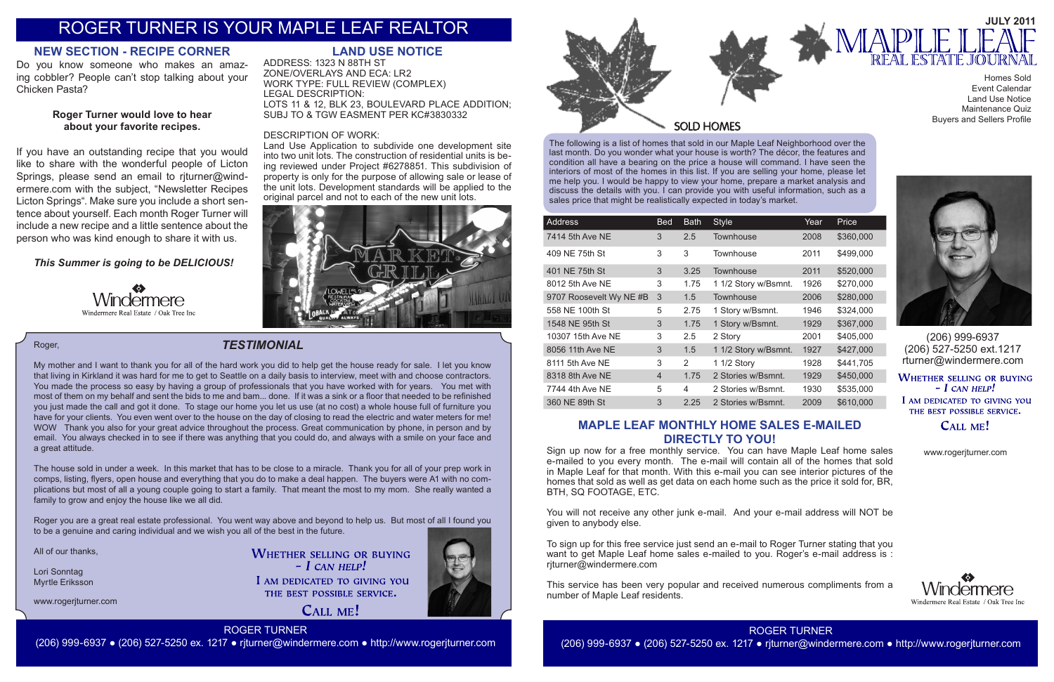# ROGER TURNER IS YOUR MAPLE LEAF REALTOR

## NEW SECTION - RECIPE CORNER

Do you know someone who makes an amazing cobbler? People can't stop talking about your Chicken Pasta?

**Roger Turner would love to hear about your favorite recipes.**

If you have an outstanding recipe that you would like to share with the wonderful people of Licton Springs, please send an email to rjturner@windermere.com with the subject, "Newsletter Recipes Licton Springs". Make sure you include a short sentence about yourself. Each month Roger Turner will include a new recipe and a little sentence about the person who was kind enough to share it with us.

***This Summer is going to be DELICIOUS!***

Windermere
Windermere Real Estate / Oak Tree Inc

## LAND USE NOTICE

ADDRESS: 1323 N 88TH ST
ZONE/OVERLAYS AND ECA: LR2
WORK TYPE: FULL REVIEW (COMPLEX)
LEGAL DESCRIPTION:
LOTS 11 & 12, BLK 23, BOULEVARD PLACE ADDITION; SUBJ TO & TGW EASMENT PER KC#3830332

DESCRIPTION OF WORK:
Land Use Application to subdivide one development site into two unit lots. The construction of residential units is being reviewed under Project #6278851. This subdivision of property is only for the purpose of allowing sale or lease of the unit lots. Development standards will be applied to the original parcel and not to each of the new unit lots.

## TESTIMONIAL

Roger,

My mother and I want to thank you for all of the hard work you did to help get the house ready for sale. I let you know that living in Kirkland it was hard for me to get to Seattle on a daily basis to interview, meet with and choose contractors. You made the process so easy by having a group of professionals that you have worked with for years. You met with most of them on my behalf and sent the bids to me and bam... done. If it was a sink or a floor that needed to be refinished you just made the call and got it done. To stage our home you let us use (at no cost) a whole house full of furniture you have for your clients. You even went over to the house on the day of closing to read the electric and water meters for me! WOW Thank you also for your great advice throughout the process. Great communication by phone, in person and by email. You always checked in to see if there was anything that you could do, and always with a smile on your face and a great attitude.

The house sold in under a week. In this market that has to be close to a miracle. Thank you for all of your prep work in comps, listing, flyers, open house and everything that you do to make a deal happen. The buyers were A1 with no complications but most of all a young couple going to start a family. That meant the most to my mom. She really wanted a family to grow and enjoy the house like we all did.

Roger you are a great real estate professional. You went way above and beyond to help us. But most of all I found you to be a genuine and caring individual and we wish you all of the best in the future.

All of our thanks,

Lori Sonntag
Myrtle Eriksson

www.rogerjturner.com

WHETHER SELLING OR BUYING - *I CAN HELP!*
I AM DEDICATED TO GIVING YOU THE BEST POSSIBLE SERVICE.
CALL ME!

ROGER TURNER
(206) 999-6937 ● (206) 527-5250 ex. 1217 ● rjturner@windermere.com ● http://www.rogerjturner.com

# MAPLE LEAF REAL ESTATE JOURNAL

JULY 2011

Homes Sold
Event Calendar
Land Use Notice
Maintenance Quiz
Buyers and Sellers Profile

## SOLD HOMES

The following is a list of homes that sold in our Maple Leaf Neighborhood over the last month. Do you wonder what your house is worth? The décor, the features and condition all have a bearing on the price a house will command. I have seen the interiors of most of the homes in this list. If you are selling your home, please let me help you. I would be happy to view your home, prepare a market analysis and discuss the details with you. I can provide you with useful information, such as a sales price that might be realistically expected in today's market.

| Address | Bed | Bath | Style | Year | Price |
|---|---|---|---|---|---|
| 7414 5th Ave NE | 3 | 2.5 | Townhouse | 2008 | $360,000 |
| 409 NE 75th St | 3 | 3 | Townhouse | 2011 | $499,000 |
| 401 NE 75th St | 3 | 3.25 | Townhouse | 2011 | $520,000 |
| 8012 5th Ave NE | 3 | 1.75 | 1 1/2 Story w/Bsmnt. | 1926 | $270,000 |
| 9707 Roosevelt Wy NE #B | 3 | 1.5 | Townhouse | 2006 | $280,000 |
| 558 NE 100th St | 5 | 2.75 | 1 Story w/Bsmnt. | 1946 | $324,000 |
| 1548 NE 95th St | 3 | 1.75 | 1 Story w/Bsmnt. | 1929 | $367,000 |
| 10307 15th Ave NE | 3 | 2.5 | 2 Story | 2001 | $405,000 |
| 8056 11th Ave NE | 3 | 1.5 | 1 1/2 Story w/Bsmnt. | 1927 | $427,000 |
| 8111 5th Ave NE | 3 | 2 | 1 1/2 Story | 1928 | $441,705 |
| 8318 8th Ave NE | 4 | 1.75 | 2 Stories w/Bsmnt. | 1929 | $450,000 |
| 7744 4th Ave NE | 5 | 4 | 2 Stories w/Bsmnt. | 1930 | $535,000 |
| 360 NE 89th St | 3 | 2.25 | 2 Stories w/Bsmnt. | 2009 | $610,000 |

(206) 999-6937
(206) 527-5250 ext.1217
rturner@windermere.com

WHETHER SELLING OR BUYING - *I CAN HELP!*
I AM DEDICATED TO GIVING YOU THE BEST POSSIBLE SERVICE.
CALL ME!

www.rogerjturner.com

## MAPLE LEAF MONTHLY HOME SALES E-MAILED DIRECTLY TO YOU!

Sign up now for a free monthly service. You can have Maple Leaf home sales e-mailed to you every month. The e-mail will contain all of the homes that sold in Maple Leaf for that month. With this e-mail you can see interior pictures of the homes that sold as well as get data on each home such as the price it sold for, BR, BTH, SQ FOOTAGE, ETC.

You will not receive any other junk e-mail. And your e-mail address will NOT be given to anybody else.

To sign up for this free service just send an e-mail to Roger Turner stating that you want to get Maple Leaf home sales e-mailed to you. Roger's e-mail address is : rjturner@windermere.com

This service has been very popular and received numerous compliments from a number of Maple Leaf residents.

Windermere
Windermere Real Estate / Oak Tree Inc

ROGER TURNER
(206) 999-6937 ● (206) 527-5250 ex. 1217 ● rjturner@windermere.com ● http://www.rogerjturner.com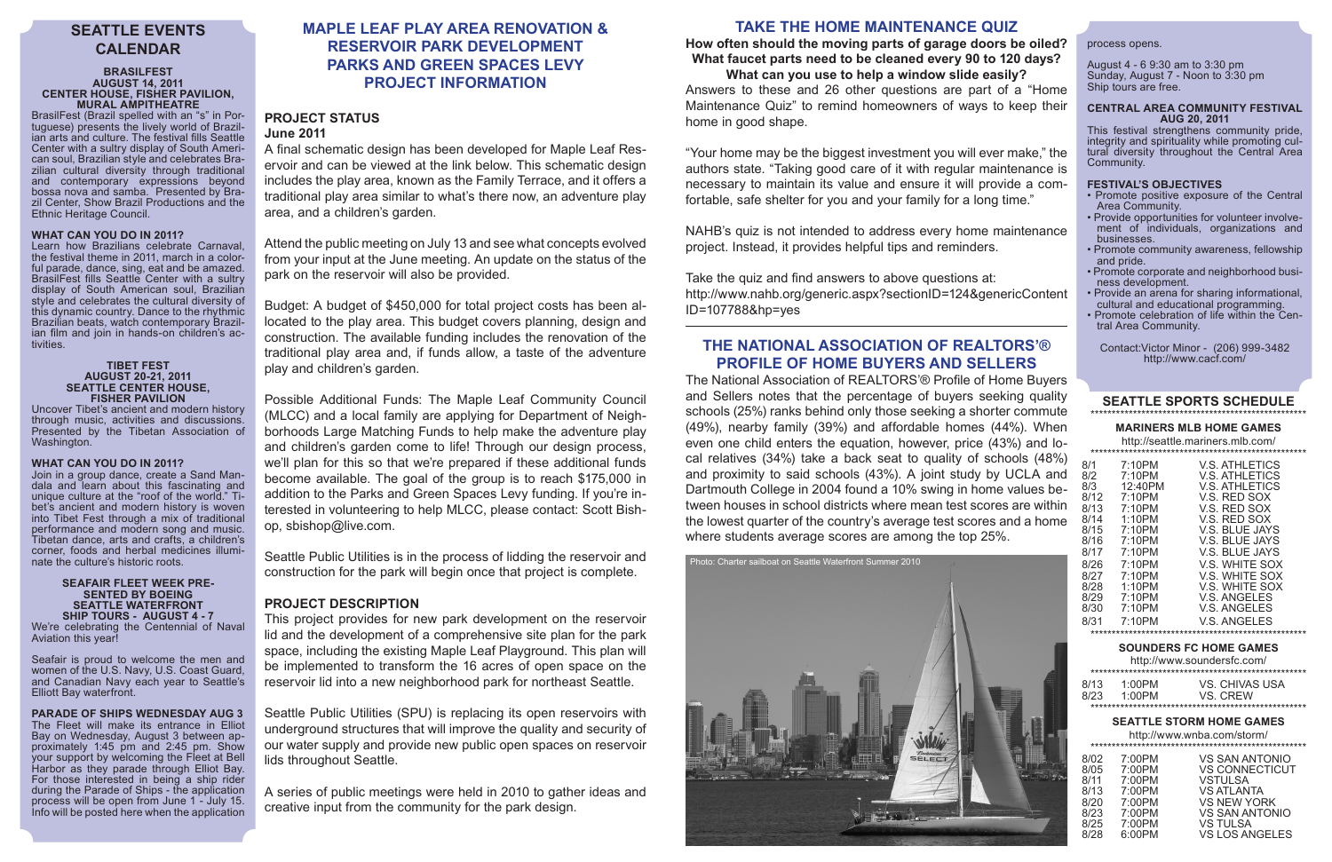## SEATTLE EVENTS CALENDAR

### BRASILFEST
**AUGUST 14, 2011**
**CENTER HOUSE, FISHER PAVILION, MURAL AMPITHEATRE**

BrasilFest (Brazil spelled with an "s" in Portuguese) presents the lively world of Brazilian arts and culture. The festival fills Seattle Center with a sultry display of South American soul, Brazilian style and celebrates Brazilian cultural diversity through traditional and contemporary expressions beyond bossa nova and samba. Presented by Brazil Center, Show Brazil Productions and the Ethnic Heritage Council.

**WHAT CAN YOU DO IN 2011?**

Learn how Brazilians celebrate Carnaval, the festive theme in 2011, march in a colorful parade, dance, sing, eat and be amazed. BrasilFest fills Seattle Center with a sultry display of South American soul, Brazilian style and celebrates the cultural diversity of this dynamic country. Dance to the rhythmic Brazilian beats, watch contemporary Brazilian film and join in hands-on children's activities.

### TIBET FEST
**AUGUST 20-21, 2011**
**SEATTLE CENTER HOUSE, FISHER PAVILION**

Uncover Tibet's ancient and modern history through music, activities and discussions. Presented by the Tibetan Association of Washington.

**WHAT CAN YOU DO IN 2011?**

Join in a group dance, create a Sand Mandala and learn about this fascinating and unique culture at the "roof of the world." Tibet's ancient and modern history is woven into Tibet Fest through a mix of traditional performance and modern song and music. Tibetan dance, arts and crafts, a children's corner, foods and herbal medicines illuminate the culture's historic roots.

### SEAFAIR FLEET WEEK PRESENTED BY BOEING
**SEATTLE WATERFRONT**
**SHIP TOURS - AUGUST 4 - 7**

We're celebrating the Centennial of Naval Aviation this year!

Seafair is proud to welcome the men and women of the U.S. Navy, U.S. Coast Guard, and Canadian Navy each year to Seattle's Elliott Bay waterfront.

**PARADE OF SHIPS WEDNESDAY AUG 3**

The Fleet will make its entrance in Elliot Bay on Wednesday, August 3 between approximately 1:45 pm and 2:45 pm. Show your support by welcoming the Fleet at Bell Harbor as they parade through Elliot Bay. For those interested in being a ship rider during the Parade of Ships - the application process will be open from June 1 - July 15. Info will be posted here when the application process opens.

August 4 - 6 9:30 am to 3:30 pm
Sunday, August 7 - Noon to 3:30 pm
Ship tours are free.

### CENTRAL AREA COMMUNITY FESTIVAL
**AUG 20, 2011**

This festival strengthens community pride, integrity and spirituality while promoting cultural diversity throughout the Central Area Community.

**FESTIVAL'S OBJECTIVES**

- Promote positive exposure of the Central Area Community.
- Provide opportunities for volunteer involvement of individuals, organizations and businesses.
- Promote community awareness, fellowship and pride.
- Promote corporate and neighborhood business development.
- Provide an arena for sharing informational, cultural and educational programming.
- Promote celebration of life within the Central Area Community.

Contact:Victor Minor - (206) 999-3482
http://www.cacf.com/

## MAPLE LEAF PLAY AREA RENOVATION & RESERVOIR PARK DEVELOPMENT PARKS AND GREEN SPACES LEVY PROJECT INFORMATION

### PROJECT STATUS
**June 2011**

A final schematic design has been developed for Maple Leaf Reservoir and can be viewed at the link below. This schematic design includes the play area, known as the Family Terrace, and it offers a traditional play area similar to what's there now, an adventure play area, and a children's garden.

Attend the public meeting on July 13 and see what concepts evolved from your input at the June meeting. An update on the status of the park on the reservoir will also be provided.

Budget: A budget of $450,000 for total project costs has been allocated to the play area. This budget covers planning, design and construction. The available funding includes the renovation of the traditional play area and, if funds allow, a taste of the adventure play and children's garden.

Possible Additional Funds: The Maple Leaf Community Council (MLCC) and a local family are applying for Department of Neighborhoods Large Matching Funds to help make the adventure play and children's garden come to life! Through our design process, we'll plan for this so that we're prepared if these additional funds become available. The goal of the group is to reach $175,000 in addition to the Parks and Green Spaces Levy funding. If you're interested in volunteering to help MLCC, please contact: Scott Bishop, sbishop@live.com.

Seattle Public Utilities is in the process of lidding the reservoir and construction for the park will begin once that project is complete.

### PROJECT DESCRIPTION

This project provides for new park development on the reservoir lid and the development of a comprehensive site plan for the park space, including the existing Maple Leaf Playground. This plan will be implemented to transform the 16 acres of open space on the reservoir lid into a new neighborhood park for northeast Seattle.

Seattle Public Utilities (SPU) is replacing its open reservoirs with underground structures that will improve the quality and security of our water supply and provide new public open spaces on reservoir lids throughout Seattle.

A series of public meetings were held in 2010 to gather ideas and creative input from the community for the park design.

## TAKE THE HOME MAINTENANCE QUIZ

**How often should the moving parts of garage doors be oiled? What faucet parts need to be cleaned every 90 to 120 days? What can you use to help a window slide easily?**

Answers to these and 26 other questions are part of a "Home Maintenance Quiz" to remind homeowners of ways to keep their home in good shape.

"Your home may be the biggest investment you will ever make," the authors state. "Taking good care of it with regular maintenance is necessary to maintain its value and ensure it will provide a comfortable, safe shelter for you and your family for a long time."

NAHB's quiz is not intended to address every home maintenance project. Instead, it provides helpful tips and reminders.

Take the quiz and find answers to above questions at:
http://www.nahb.org/generic.aspx?sectionID=124&genericContentID=107788&hp=yes

## THE NATIONAL ASSOCIATION OF REALTORS'® PROFILE OF HOME BUYERS AND SELLERS

The National Association of REALTORS'® Profile of Home Buyers and Sellers notes that the percentage of buyers seeking quality schools (25%) ranks behind only those seeking a shorter commute (49%), nearby family (39%) and affordable homes (44%). When even one child enters the equation, however, price (43%) and local relatives (34%) take a back seat to quality of schools (48%) and proximity to said schools (43%). A joint study by UCLA and Dartmouth College in 2004 found a 10% swing in home values between houses in school districts where mean test scores are within the lowest quarter of the country's average test scores and a home where students average scores are among the top 25%.

Photo: Charter sailboat on Seattle Waterfront Summer 2010

## SEATTLE SPORTS SCHEDULE

### MARINERS MLB HOME GAMES
http://seattle.mariners.mlb.com/

| | | |
|---|---|---|
| 8/1 | 7:10PM | V.S. ATHLETICS |
| 8/2 | 7:10PM | V.S. ATHLETICS |
| 8/3 | 12:40PM | V.S. ATHLETICS |
| 8/12 | 7:10PM | V.S. RED SOX |
| 8/13 | 7:10PM | V.S. RED SOX |
| 8/14 | 1:10PM | V.S. RED SOX |
| 8/15 | 7:10PM | V.S. BLUE JAYS |
| 8/16 | 7:10PM | V.S. BLUE JAYS |
| 8/17 | 7:10PM | V.S. BLUE JAYS |
| 8/26 | 7:10PM | V.S. WHITE SOX |
| 8/27 | 7:10PM | V.S. WHITE SOX |
| 8/28 | 1:10PM | V.S. WHITE SOX |
| 8/29 | 7:10PM | V.S. ANGELES |
| 8/30 | 7:10PM | V.S. ANGELES |
| 8/31 | 7:10PM | V.S. ANGELES |

### SOUNDERS FC HOME GAMES
http://www.soundersfc.com/

| | | |
|---|---|---|
| 8/13 | 1:00PM | VS. CHIVAS USA |
| 8/23 | 1:00PM | VS. CREW |

### SEATTLE STORM HOME GAMES
http://www.wnba.com/storm/

| | | |
|---|---|---|
| 8/02 | 7:00PM | VS SAN ANTONIO |
| 8/05 | 7:00PM | VS CONNECTICUT |
| 8/11 | 7:00PM | VSTULSA |
| 8/13 | 7:00PM | VS ATLANTA |
| 8/20 | 7:00PM | VS NEW YORK |
| 8/23 | 7:00PM | VS SAN ANTONIO |
| 8/25 | 7:00PM | VS TULSA |
| 8/28 | 6:00PM | VS LOS ANGELES |